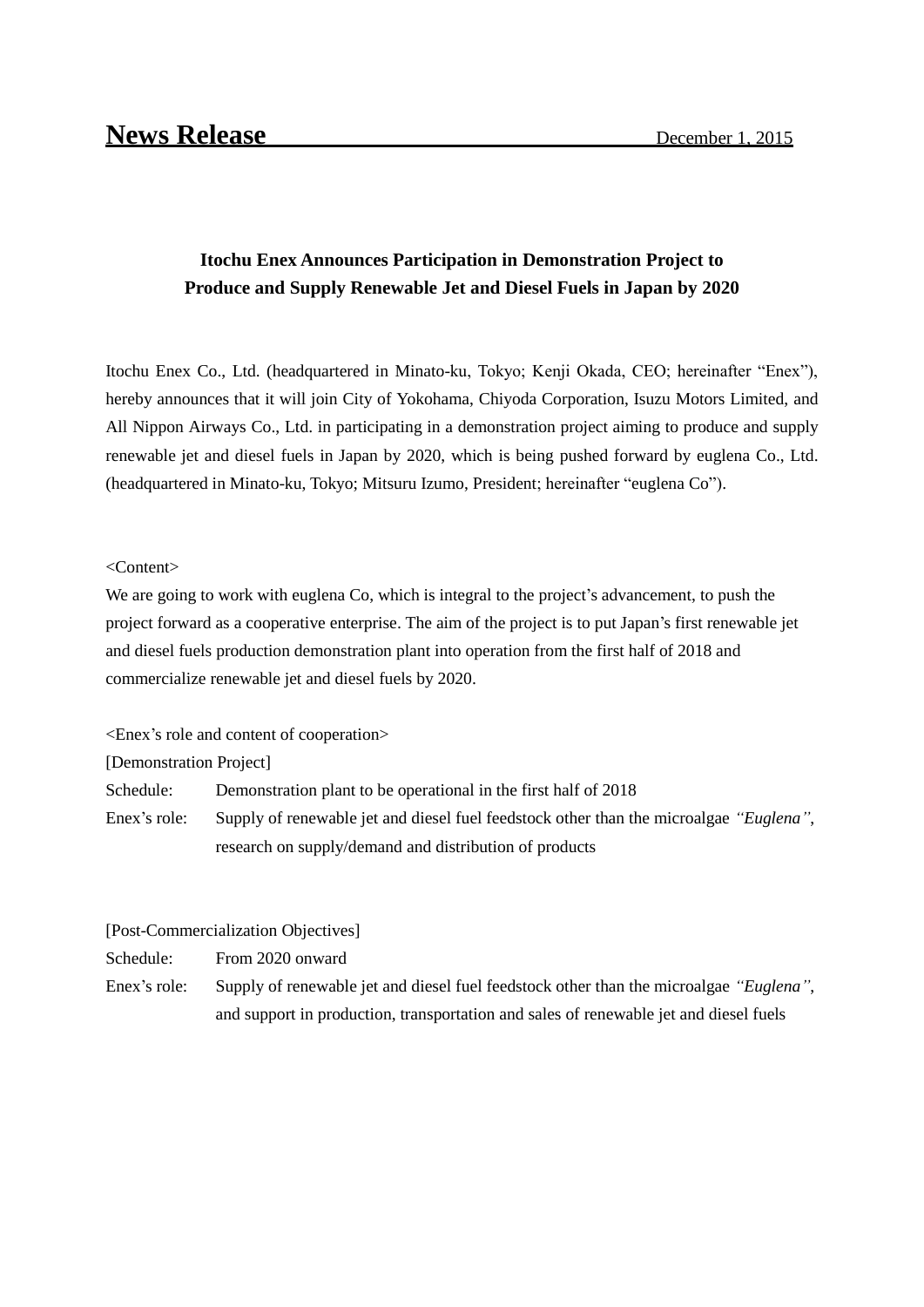# News Release

December 1, 2015

## Itochu Enex Announces Participation in Demonstration Project to Produce and Supply Renewable Jet and Diesel Fuels in Japan by 2020

Itochu Enex Co., Ltd. (headquartered in Minato-ku, Tokyo; Kenji Okada, CEO; hereinafter "Enex"), hereby announces that it will join City of Yokohama, Chiyoda Corporation, Isuzu Motors Limited, and All Nippon Airways Co., Ltd. in participating in a demonstration project aiming to produce and supply renewable jet and diesel fuels in Japan by 2020, which is being pushed forward by euglena Co., Ltd. (headquartered in Minato-ku, Tokyo; Mitsuru Izumo, President; hereinafter "euglena Co").

<Content>

We are going to work with euglena Co, which is integral to the project's advancement, to push the project forward as a cooperative enterprise. The aim of the project is to put Japan's first renewable jet and diesel fuels production demonstration plant into operation from the first half of 2018 and commercialize renewable jet and diesel fuels by 2020.

<Enex's role and content of cooperation>

[Demonstration Project]

Schedule: Demonstration plant to be operational in the first half of 2018

Enex's role: Supply of renewable jet and diesel fuel feedstock other than the microalgae *"Euglena"*, research on supply/demand and distribution of products

[Post-Commercialization Objectives]

Schedule: From 2020 onward

Enex's role: Supply of renewable jet and diesel fuel feedstock other than the microalgae *"Euglena"*, and support in production, transportation and sales of renewable jet and diesel fuels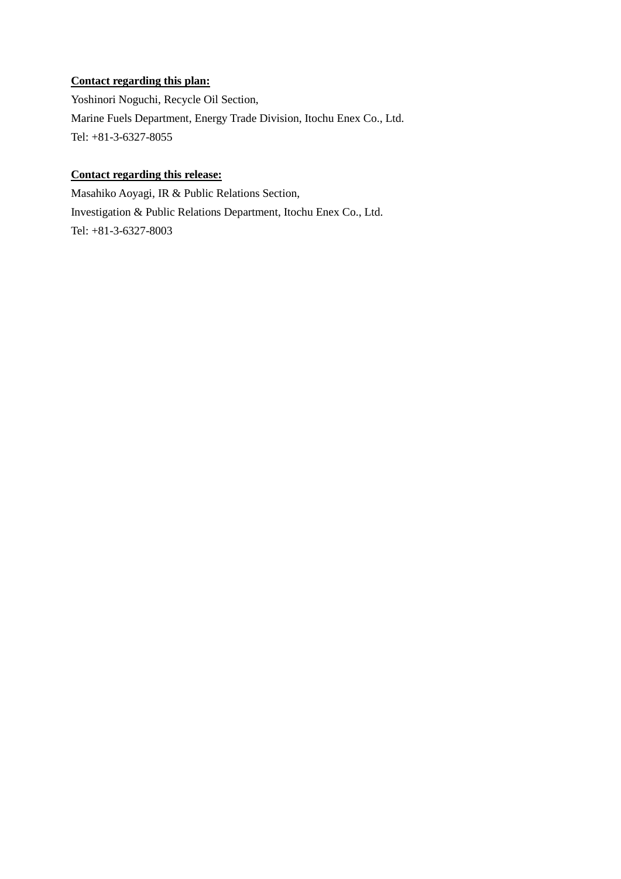**Contact regarding this plan:**

Yoshinori Noguchi, Recycle Oil Section,
Marine Fuels Department, Energy Trade Division, Itochu Enex Co., Ltd.
Tel: +81-3-6327-8055

**Contact regarding this release:**

Masahiko Aoyagi, IR & Public Relations Section,
Investigation & Public Relations Department, Itochu Enex Co., Ltd.
Tel: +81-3-6327-8003